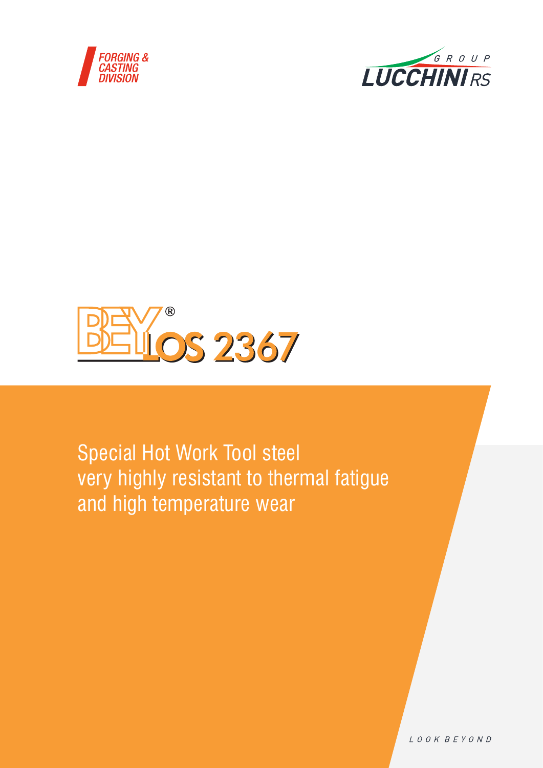FORGING & CASTING DIVISION

GROUP LUCCHINI RS

# BEYLOS 2367®

Special Hot Work Tool steel
very highly resistant to thermal fatigue
and high temperature wear

LOOK BEYOND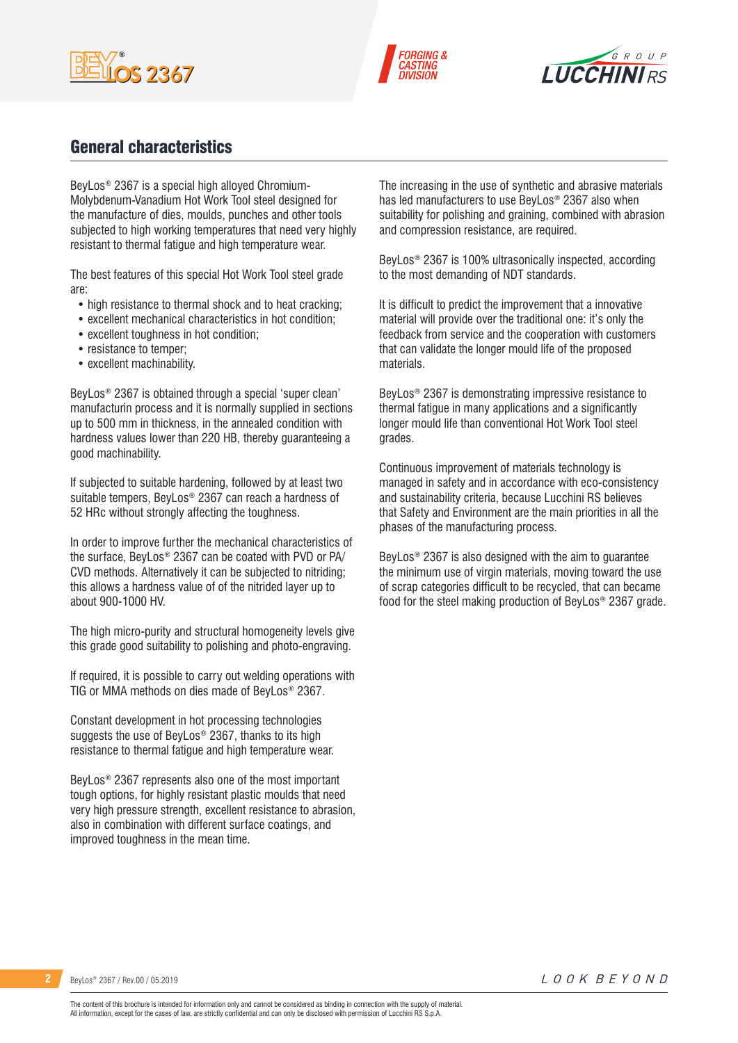## General characteristics

BeyLos® 2367 is a special high alloyed Chromium-Molybdenum-Vanadium Hot Work Tool steel designed for the manufacture of dies, moulds, punches and other tools subjected to high working temperatures that need very highly resistant to thermal fatigue and high temperature wear.

The best features of this special Hot Work Tool steel grade are:

- high resistance to thermal shock and to heat cracking;
- excellent mechanical characteristics in hot condition;
- excellent toughness in hot condition;
- resistance to temper;
- excellent machinability.

BeyLos® 2367 is obtained through a special 'super clean' manufacturin process and it is normally supplied in sections up to 500 mm in thickness, in the annealed condition with hardness values lower than 220 HB, thereby guaranteeing a good machinability.

If subjected to suitable hardening, followed by at least two suitable tempers, BeyLos® 2367 can reach a hardness of 52 HRc without strongly affecting the toughness.

In order to improve further the mechanical characteristics of the surface, BeyLos® 2367 can be coated with PVD or PA/CVD methods. Alternatively it can be subjected to nitriding; this allows a hardness value of of the nitrided layer up to about 900-1000 HV.

The high micro-purity and structural homogeneity levels give this grade good suitability to polishing and photo-engraving.

If required, it is possible to carry out welding operations with TIG or MMA methods on dies made of BeyLos® 2367.

Constant development in hot processing technologies suggests the use of BeyLos® 2367, thanks to its high resistance to thermal fatigue and high temperature wear.

BeyLos® 2367 represents also one of the most important tough options, for highly resistant plastic moulds that need very high pressure strength, excellent resistance to abrasion, also in combination with different surface coatings, and improved toughness in the mean time.

The increasing in the use of synthetic and abrasive materials has led manufacturers to use BeyLos® 2367 also when suitability for polishing and graining, combined with abrasion and compression resistance, are required.

BeyLos® 2367 is 100% ultrasonically inspected, according to the most demanding of NDT standards.

It is difficult to predict the improvement that a innovative material will provide over the traditional one: it's only the feedback from service and the cooperation with customers that can validate the longer mould life of the proposed materials.

BeyLos® 2367 is demonstrating impressive resistance to thermal fatigue in many applications and a significantly longer mould life than conventional Hot Work Tool steel grades.

Continuous improvement of materials technology is managed in safety and in accordance with eco-consistency and sustainability criteria, because Lucchini RS believes that Safety and Environment are the main priorities in all the phases of the manufacturing process.

BeyLos® 2367 is also designed with the aim to guarantee the minimum use of virgin materials, moving toward the use of scrap categories difficult to be recycled, that can became food for the steel making production of BeyLos® 2367 grade.

The content of this brochure is intended for information only and cannot be considered as binding in connection with the supply of material.
All information, except for the cases of law, are strictly confidential and can only be disclosed with permission of Lucchini RS S.p.A.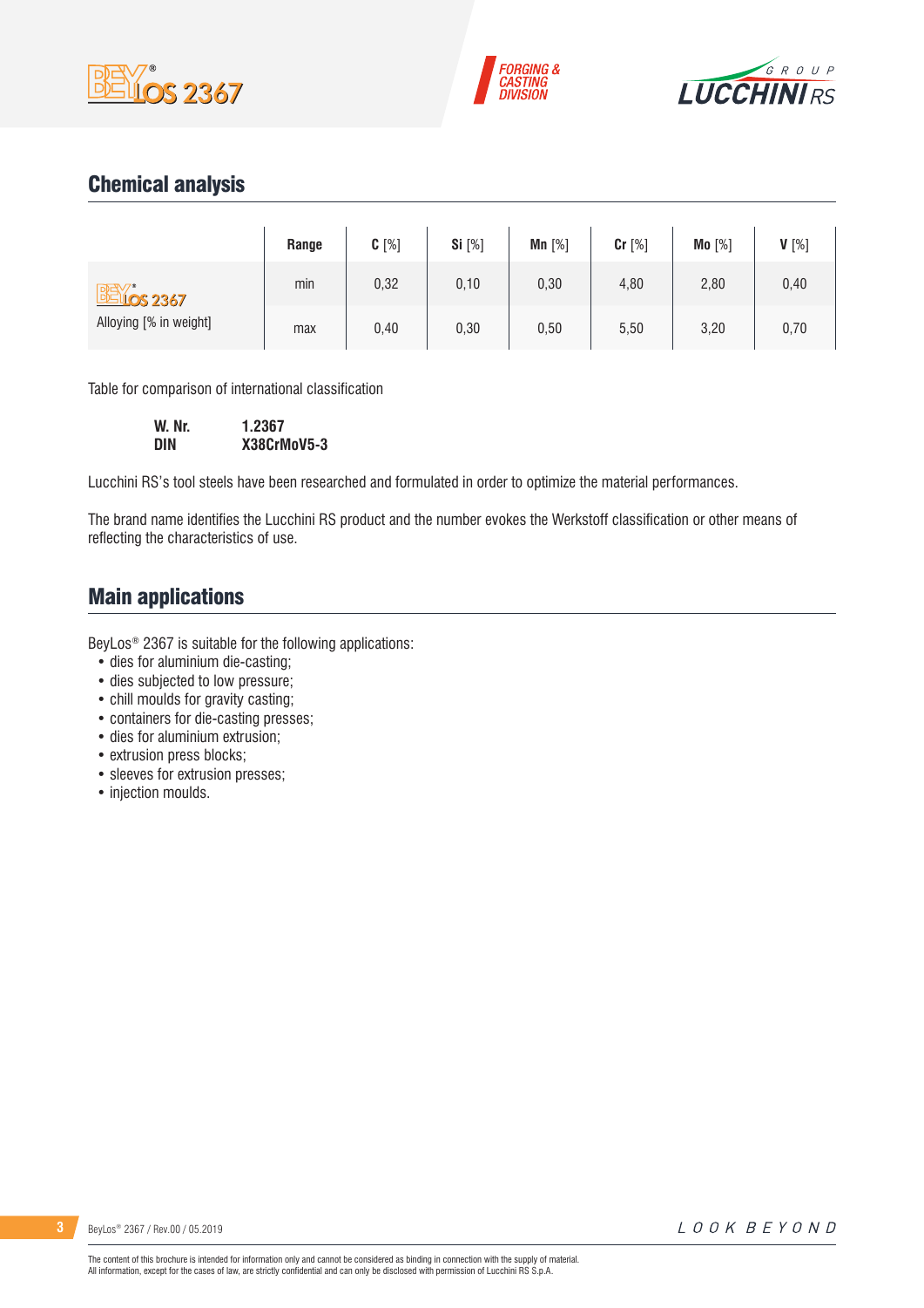## Chemical analysis

| | Range | C [%] | Si [%] | Mn [%] | Cr [%] | Mo [%] | V [%] |
|---|---|---|---|---|---|---|---|
| BeyLos® 2367 Alloying [% in weight] | min | 0,32 | 0,10 | 0,30 | 4,80 | 2,80 | 0,40 |
| | max | 0,40 | 0,30 | 0,50 | 5,50 | 3,20 | 0,70 |

Table for comparison of international classification

| | |
|---|---|
| **W. Nr.** | **1.2367** |
| **DIN** | **X38CrMoV5-3** |

Lucchini RS's tool steels have been researched and formulated in order to optimize the material performances.

The brand name identifies the Lucchini RS product and the number evokes the Werkstoff classification or other means of reflecting the characteristics of use.

## Main applications

BeyLos® 2367 is suitable for the following applications:

- dies for aluminium die-casting;
- dies subjected to low pressure;
- chill moulds for gravity casting;
- containers for die-casting presses;
- dies for aluminium extrusion;
- extrusion press blocks;
- sleeves for extrusion presses;
- injection moulds.

The content of this brochure is intended for information only and cannot be considered as binding in connection with the supply of material. All information, except for the cases of law, are strictly confidential and can only be disclosed with permission of Lucchini RS S.p.A.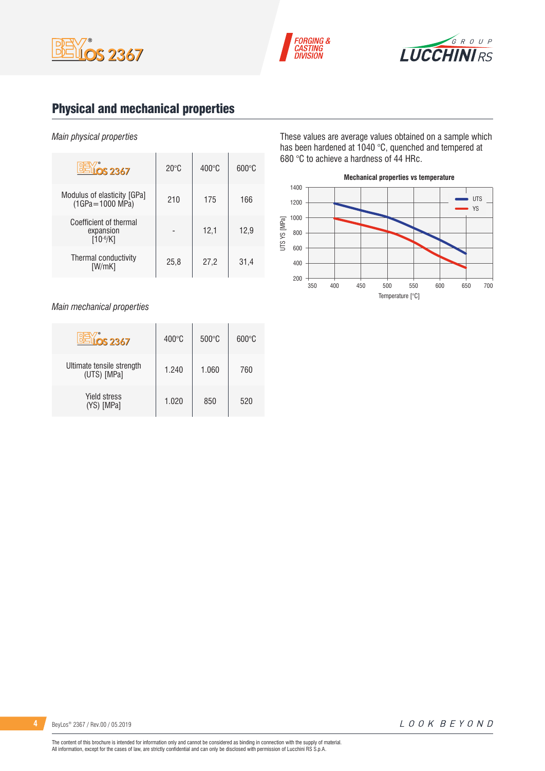## Physical and mechanical properties

*Main physical properties*

| BEYLOS 2367 | 20°C | 400°C | 600°C |
|---|---|---|---|
| Modulus of elasticity [GPa] (1GPa=1000 MPa) | 210 | 175 | 166 |
| Coefficient of thermal expansion [$10^{-6}$/K] | - | 12,1 | 12,9 |
| Thermal conductivity [W/mK] | 25,8 | 27,2 | 31,4 |

These values are average values obtained on a sample which has been hardened at 1040 °C, quenched and tempered at 680 °C to achieve a hardness of 44 HRc.

**Mechanical properties vs temperature**

*Main mechanical properties*

| BEYLOS 2367 | 400°C | 500°C | 600°C |
|---|---|---|---|
| Ultimate tensile strength (UTS) [MPa] | 1.240 | 1.060 | 760 |
| Yield stress (YS) [MPa] | 1.020 | 850 | 520 |

The content of this brochure is intended for information only and cannot be considered as binding in connection with the supply of material.
All information, except for the cases of law, are strictly confidential and can only be disclosed with permission of Lucchini RS S.p.A.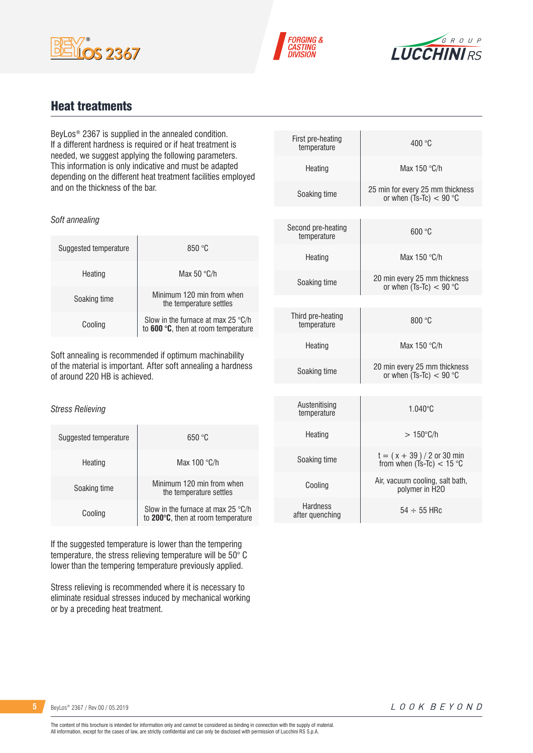## Heat treatments

BeyLos® 2367 is supplied in the annealed condition. If a different hardness is required or if heat treatment is needed, we suggest applying the following parameters. This information is only indicative and must be adapted depending on the different heat treatment facilities employed and on the thickness of the bar.

*Soft annealing*

| | |
|---|---|
| Suggested temperature | 850 °C |
| Heating | Max 50 °C/h |
| Soaking time | Minimum 120 min from when the temperature settles |
| Cooling | Slow in the furnace at max 25 °C/h to **600 °C**, then at room temperature |

Soft annealing is recommended if optimum machinability of the material is important. After soft annealing a hardness of around 220 HB is achieved.

*Stress Relieving*

| | |
|---|---|
| Suggested temperature | 650 °C |
| Heating | Max 100 °C/h |
| Soaking time | Minimum 120 min from when the temperature settles |
| Cooling | Slow in the furnace at max 25 °C/h to **200°C**, then at room temperature |

If the suggested temperature is lower than the tempering temperature, the stress relieving temperature will be 50° C lower than the tempering temperature previously applied.

Stress relieving is recommended where it is necessary to eliminate residual stresses induced by mechanical working or by a preceding heat treatment.

| | |
|---|---|
| First pre-heating temperature | 400 °C |
| Heating | Max 150 °C/h |
| Soaking time | 25 min for every 25 mm thickness or when (Ts-Tc) < 90 °C |

| | |
|---|---|
| Second pre-heating temperature | 600 °C |
| Heating | Max 150 °C/h |
| Soaking time | 20 min every 25 mm thickness or when (Ts-Tc) < 90 °C |

| | |
|---|---|
| Third pre-heating temperature | 800 °C |
| Heating | Max 150 °C/h |
| Soaking time | 20 min every 25 mm thickness or when (Ts-Tc) < 90 °C |

| | |
|---|---|
| Austenitising temperature | 1.040°C |
| Heating | > 150°C/h |
| Soaking time | t = ( x + 39 ) / 2 or 30 min from when (Ts-Tc) < 15 °C |
| Cooling | Air, vacuum cooling, salt bath, polymer in H2O |
| Hardness after quenching | 54 ÷ 55 HRc |

The content of this brochure is intended for information only and cannot be considered as binding in connection with the supply of material.
All information, except for the cases of law, are strictly confidential and can only be disclosed with permission of Lucchini RS S.p.A.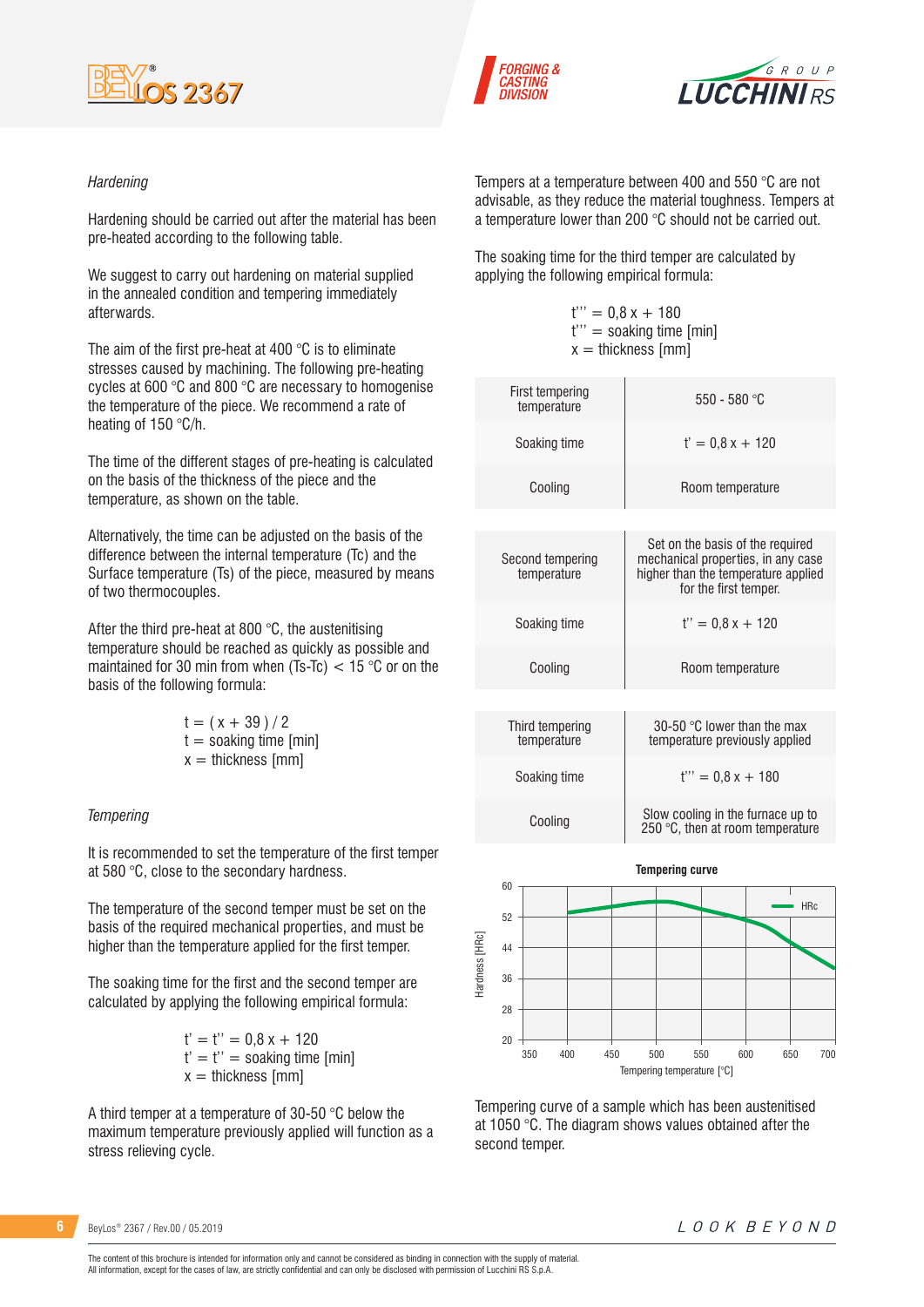*Hardening*

Hardening should be carried out after the material has been pre-heated according to the following table.

We suggest to carry out hardening on material supplied in the annealed condition and tempering immediately afterwards.

The aim of the first pre-heat at 400 °C is to eliminate stresses caused by machining. The following pre-heating cycles at 600 °C and 800 °C are necessary to homogenise the temperature of the piece. We recommend a rate of heating of 150 °C/h.

The time of the different stages of pre-heating is calculated on the basis of the thickness of the piece and the temperature, as shown on the table.

Alternatively, the time can be adjusted on the basis of the difference between the internal temperature (Tc) and the Surface temperature (Ts) of the piece, measured by means of two thermocouples.

After the third pre-heat at 800 °C, the austenitising temperature should be reached as quickly as possible and maintained for 30 min from when (Ts-Tc) < 15 °C or on the basis of the following formula:

$$t = ( x + 39 ) / 2$$

$t$ = soaking time [min]
$x$ = thickness [mm]

*Tempering*

It is recommended to set the temperature of the first temper at 580 °C, close to the secondary hardness.

The temperature of the second temper must be set on the basis of the required mechanical properties, and must be higher than the temperature applied for the first temper.

The soaking time for the first and the second temper are calculated by applying the following empirical formula:

$$t' = t'' = 0{,}8\,x + 120$$

$t' = t''$ = soaking time [min]
$x$ = thickness [mm]

A third temper at a temperature of 30-50 °C below the maximum temperature previously applied will function as a stress relieving cycle.

Tempers at a temperature between 400 and 550 °C are not advisable, as they reduce the material toughness. Tempers at a temperature lower than 200 °C should not be carried out.

The soaking time for the third temper are calculated by applying the following empirical formula:

$$t''' = 0{,}8\,x + 180$$

$t'''$ = soaking time [min]
$x$ = thickness [mm]

| | |
|---|---|
| First tempering temperature | 550 - 580 °C |
| Soaking time | $t' = 0{,}8\,x + 120$ |
| Cooling | Room temperature |

| | |
|---|---|
| Second tempering temperature | Set on the basis of the required mechanical properties, in any case higher than the temperature applied for the first temper. |
| Soaking time | $t'' = 0{,}8\,x + 120$ |
| Cooling | Room temperature |

| | |
|---|---|
| Third tempering temperature | 30-50 °C lower than the max temperature previously applied |
| Soaking time | $t''' = 0{,}8\,x + 180$ |
| Cooling | Slow cooling in the furnace up to 250 °C, then at room temperature |

**Tempering curve**

Tempering curve of a sample which has been austenitised at 1050 °C. The diagram shows values obtained after the second temper.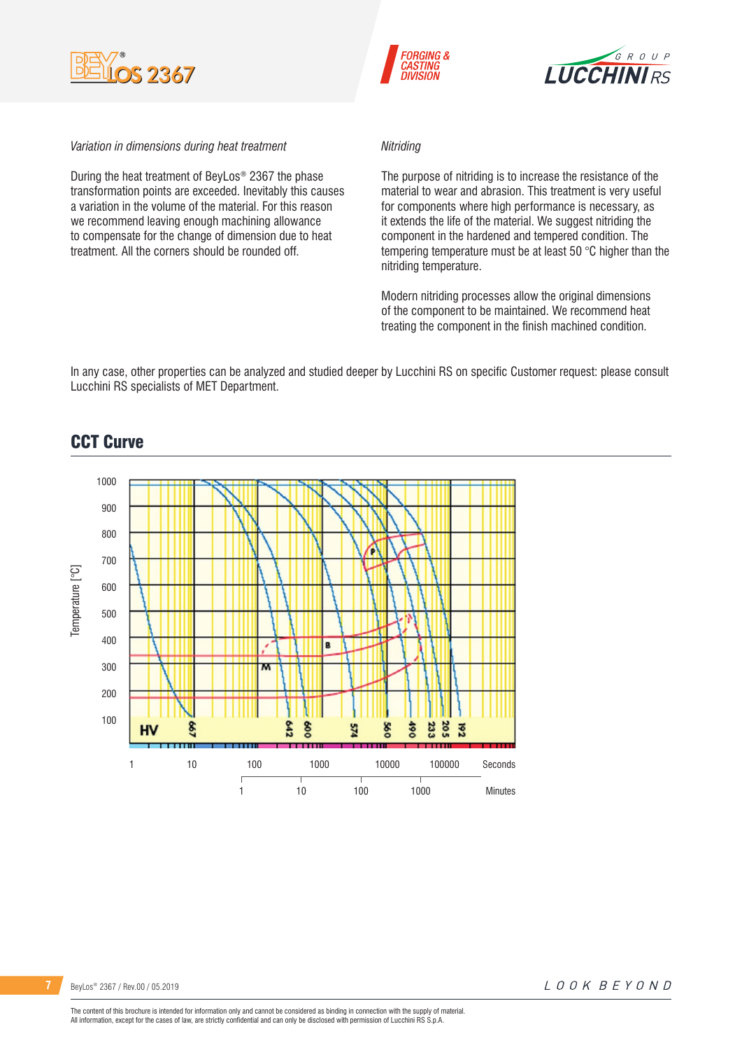*Variation in dimensions during heat treatment*

During the heat treatment of BeyLos® 2367 the phase transformation points are exceeded. Inevitably this causes a variation in the volume of the material. For this reason we recommend leaving enough machining allowance to compensate for the change of dimension due to heat treatment. All the corners should be rounded off.

*Nitriding*

The purpose of nitriding is to increase the resistance of the material to wear and abrasion. This treatment is very useful for components where high performance is necessary, as it extends the life of the material. We suggest nitriding the component in the hardened and tempered condition. The tempering temperature must be at least 50 °C higher than the nitriding temperature.

Modern nitriding processes allow the original dimensions of the component to be maintained. We recommend heat treating the component in the finish machined condition.

In any case, other properties can be analyzed and studied deeper by Lucchini RS on specific Customer request: please consult Lucchini RS specialists of MET Department.

## CCT Curve

Temperature [°C]

1000, 900, 800, 700, 600, 500, 400, 300, 200, 100

P, B, M

HV: 667, 642, 600, 574, 560, 490, 233, 205, 192

1, 10, 100, 1000, 10000, 100000 Seconds

1, 10, 100, 1000 Minutes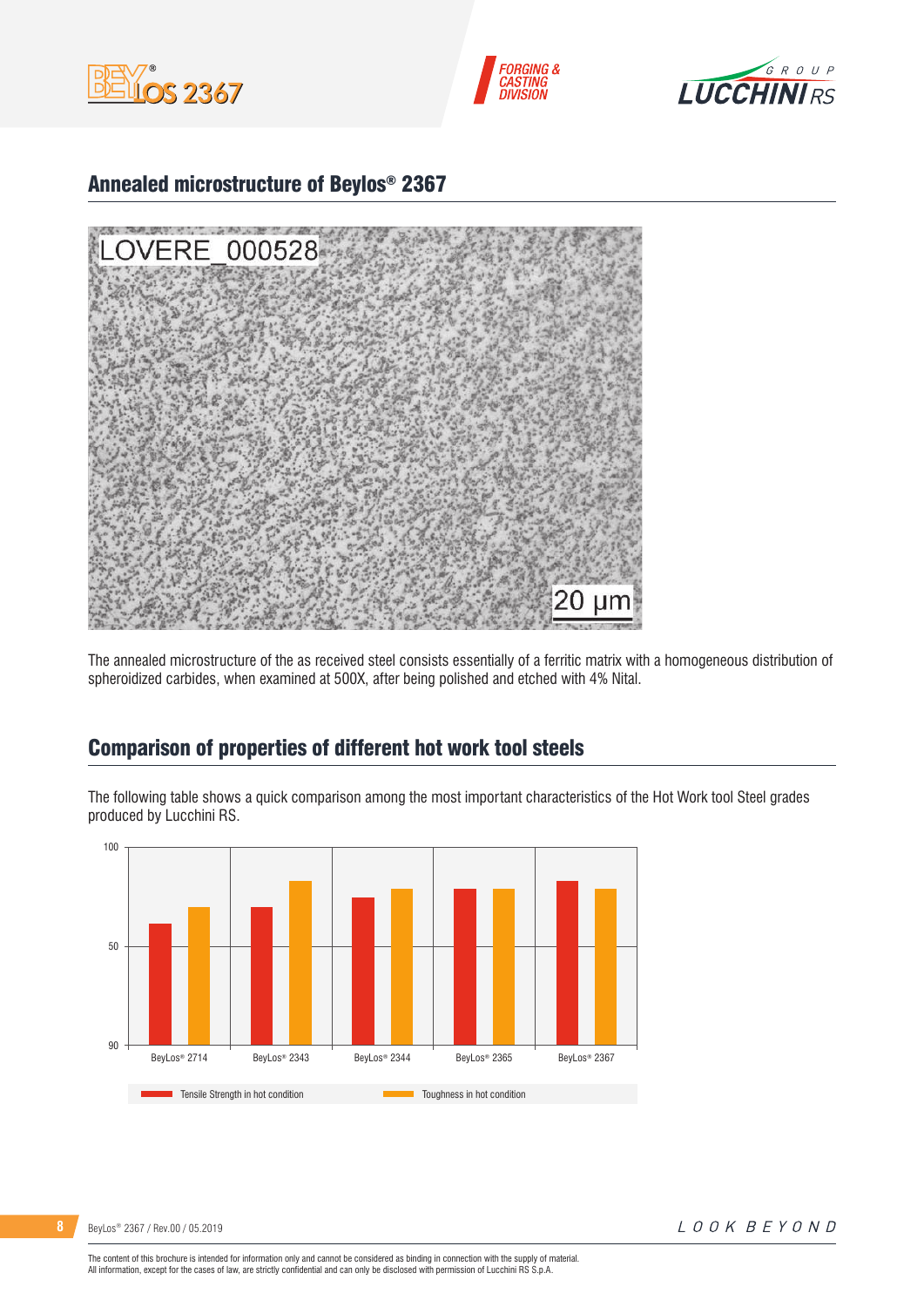## Annealed microstructure of Beylos® 2367

The annealed microstructure of the as received steel consists essentially of a ferritic matrix with a homogeneous distribution of spheroidized carbides, when examined at 500X, after being polished and etched with 4% Nital.

## Comparison of properties of different hot work tool steels

The following table shows a quick comparison among the most important characteristics of the Hot Work tool Steel grades produced by Lucchini RS.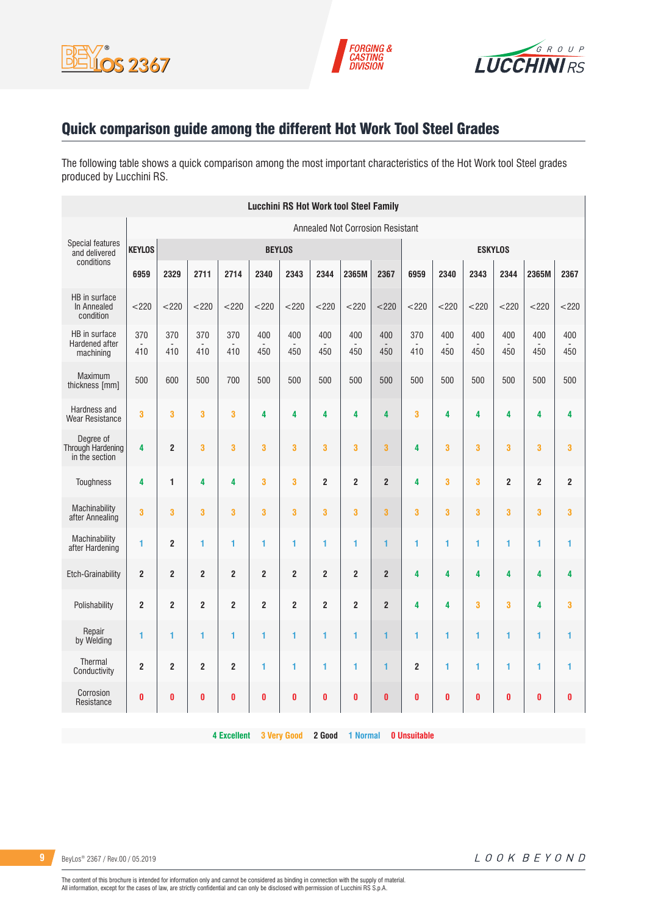## Quick comparison guide among the different Hot Work Tool Steel Grades

The following table shows a quick comparison among the most important characteristics of the Hot Work tool Steel grades produced by Lucchini RS.

| Lucchini RS Hot Work tool Steel Family | | | | | | | | | | | | | | | |
|---|---|---|---|---|---|---|---|---|---|---|---|---|---|---|---|
| Special features and delivered conditions | Annealed Not Corrosion Resistant | | | | | | | | | | | | | | |
| | KEYLOS | BEYLOS | | | | | | | | ESKYLOS | | | | | |
| | 6959 | 2329 | 2711 | 2714 | 2340 | 2343 | 2344 | 2365M | 2367 | 6959 | 2340 | 2343 | 2344 | 2365M | 2367 |
| HB in surface In Annealed condition | <220 | <220 | <220 | <220 | <220 | <220 | <220 | <220 | <220 | <220 | <220 | <220 | <220 | <220 | <220 |
| HB in surface Hardened after machining | 370 - 410 | 370 - 410 | 370 - 410 | 370 - 410 | 400 - 450 | 400 - 450 | 400 - 450 | 400 - 450 | 400 - 450 | 370 - 410 | 400 - 450 | 400 - 450 | 400 - 450 | 400 - 450 | 400 - 450 |
| Maximum thickness [mm] | 500 | 600 | 500 | 700 | 500 | 500 | 500 | 500 | 500 | 500 | 500 | 500 | 500 | 500 | 500 |
| Hardness and Wear Resistance | 3 | 3 | 3 | 3 | 4 | 4 | 4 | 4 | 4 | 3 | 4 | 4 | 4 | 4 | 4 |
| Degree of Through Hardening in the section | 4 | 2 | 3 | 3 | 3 | 3 | 3 | 3 | 3 | 4 | 3 | 3 | 3 | 3 | 3 |
| Toughness | 4 | 1 | 4 | 4 | 3 | 3 | 2 | 2 | 2 | 4 | 3 | 3 | 2 | 2 | 2 |
| Machinability after Annealing | 3 | 3 | 3 | 3 | 3 | 3 | 3 | 3 | 3 | 3 | 3 | 3 | 3 | 3 | 3 |
| Machinability after Hardening | 1 | 2 | 1 | 1 | 1 | 1 | 1 | 1 | 1 | 1 | 1 | 1 | 1 | 1 | 1 |
| Etch-Grainability | 2 | 2 | 2 | 2 | 2 | 2 | 2 | 2 | 2 | 4 | 4 | 4 | 4 | 4 | 4 |
| Polishability | 2 | 2 | 2 | 2 | 2 | 2 | 2 | 2 | 2 | 4 | 4 | 3 | 3 | 4 | 3 |
| Repair by Welding | 1 | 1 | 1 | 1 | 1 | 1 | 1 | 1 | 1 | 1 | 1 | 1 | 1 | 1 | 1 |
| Thermal Conductivity | 2 | 2 | 2 | 2 | 1 | 1 | 1 | 1 | 1 | 2 | 1 | 1 | 1 | 1 | 1 |
| Corrosion Resistance | 0 | 0 | 0 | 0 | 0 | 0 | 0 | 0 | 0 | 0 | 0 | 0 | 0 | 0 | 0 |

**4 Excellent** **3 Very Good** **2 Good** **1 Normal** **0 Unsuitable**

The content of this brochure is intended for information only and cannot be considered as binding in connection with the supply of material.
All information, except for the cases of law, are strictly confidential and can only be disclosed with permission of Lucchini RS S.p.A.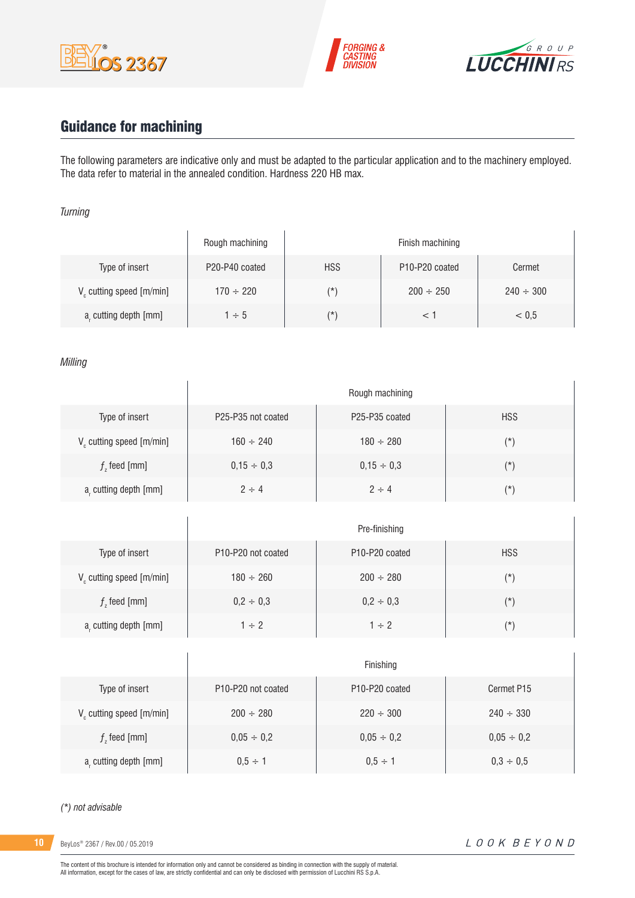## Guidance for machining

The following parameters are indicative only and must be adapted to the particular application and to the machinery employed. The data refer to material in the annealed condition. Hardness 220 HB max.

*Turning*

| | Rough machining | Finish machining | | |
|---|---|---|---|---|
| Type of insert | P20-P40 coated | HSS | P10-P20 coated | Cermet |
| $V_c$ cutting speed [m/min] | 170 ÷ 220 | (*) | 200 ÷ 250 | 240 ÷ 300 |
| $a_r$ cutting depth [mm] | 1 ÷ 5 | (*) | < 1 | < 0,5 |

*Milling*

| | Rough machining | | |
|---|---|---|---|
| Type of insert | P25-P35 not coated | P25-P35 coated | HSS |
| $V_c$ cutting speed [m/min] | 160 ÷ 240 | 180 ÷ 280 | (*) |
| $f_z$ feed [mm] | 0,15 ÷ 0,3 | 0,15 ÷ 0,3 | (*) |
| $a_r$ cutting depth [mm] | 2 ÷ 4 | 2 ÷ 4 | (*) |

| | Pre-finishing | | |
|---|---|---|---|
| Type of insert | P10-P20 not coated | P10-P20 coated | HSS |
| $V_c$ cutting speed [m/min] | 180 ÷ 260 | 200 ÷ 280 | (*) |
| $f_z$ feed [mm] | 0,2 ÷ 0,3 | 0,2 ÷ 0,3 | (*) |
| $a_r$ cutting depth [mm] | 1 ÷ 2 | 1 ÷ 2 | (*) |

| | Finishing | | |
|---|---|---|---|
| Type of insert | P10-P20 not coated | P10-P20 coated | Cermet P15 |
| $V_c$ cutting speed [m/min] | 200 ÷ 280 | 220 ÷ 300 | 240 ÷ 330 |
| $f_z$ feed [mm] | 0,05 ÷ 0,2 | 0,05 ÷ 0,2 | 0,05 ÷ 0,2 |
| $a_r$ cutting depth [mm] | 0,5 ÷ 1 | 0,5 ÷ 1 | 0,3 ÷ 0,5 |

*(*) not advisable*

The content of this brochure is intended for information only and cannot be considered as binding in connection with the supply of material.
All information, except for the cases of law, are strictly confidential and can only be disclosed with permission of Lucchini RS S.p.A.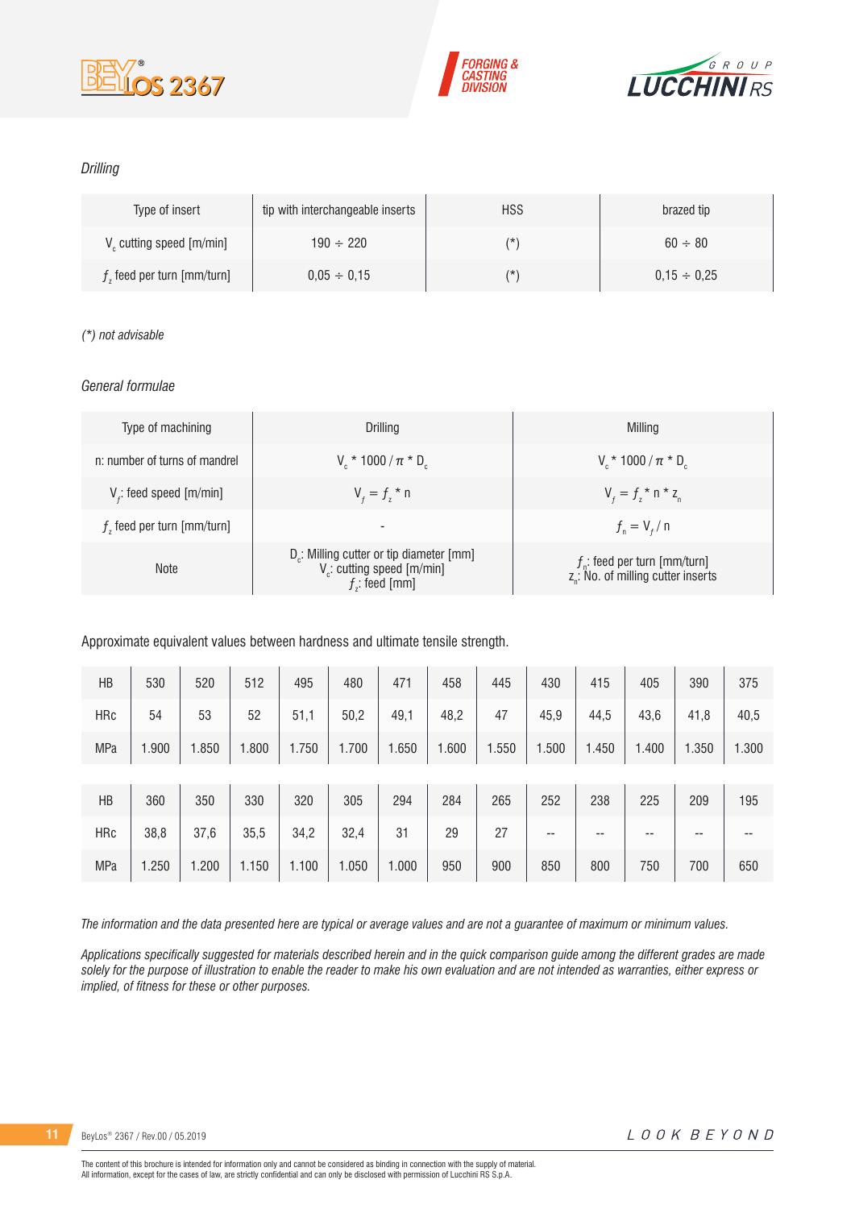*Drilling*

| Type of insert | tip with interchangeable inserts | HSS | brazed tip |
|---|---|---|---|
| $V_c$ cutting speed [m/min] | 190 ÷ 220 | (*) | 60 ÷ 80 |
| $f_z$ feed per turn [mm/turn] | 0,05 ÷ 0,15 | (*) | 0,15 ÷ 0,25 |

*(*) not advisable*

*General formulae*

| Type of machining | Drilling | Milling |
|---|---|---|
| n: number of turns of mandrel | $V_c * 1000 / \pi * D_c$ | $V_c * 1000 / \pi * D_c$ |
| $V_f$: feed speed [m/min] | $V_f = f_z * n$ | $V_f = f_z * n * z_n$ |
| $f_z$ feed per turn [mm/turn] | - | $f_n = V_f / n$ |
| Note | $D_c$: Milling cutter or tip diameter [mm]<br>$V_c$: cutting speed [m/min]<br>$f_z$: feed [mm] | $f_n$: feed per turn [mm/turn]<br>$z_n$: No. of milling cutter inserts |

Approximate equivalent values between hardness and ultimate tensile strength.

| HB | 530 | 520 | 512 | 495 | 480 | 471 | 458 | 445 | 430 | 415 | 405 | 390 | 375 |
|---|---|---|---|---|---|---|---|---|---|---|---|---|---|
| HRc | 54 | 53 | 52 | 51,1 | 50,2 | 49,1 | 48,2 | 47 | 45,9 | 44,5 | 43,6 | 41,8 | 40,5 |
| MPa | 1.900 | 1.850 | 1.800 | 1.750 | 1.700 | 1.650 | 1.600 | 1.550 | 1.500 | 1.450 | 1.400 | 1.350 | 1.300 |

| HB | 360 | 350 | 330 | 320 | 305 | 294 | 284 | 265 | 252 | 238 | 225 | 209 | 195 |
|---|---|---|---|---|---|---|---|---|---|---|---|---|---|
| HRc | 38,8 | 37,6 | 35,5 | 34,2 | 32,4 | 31 | 29 | 27 | -- | -- | -- | -- | -- |
| MPa | 1.250 | 1.200 | 1.150 | 1.100 | 1.050 | 1.000 | 950 | 900 | 850 | 800 | 750 | 700 | 650 |

*The information and the data presented here are typical or average values and are not a guarantee of maximum or minimum values.*

*Applications specifically suggested for materials described herein and in the quick comparison guide among the different grades are made solely for the purpose of illustration to enable the reader to make his own evaluation and are not intended as warranties, either express or implied, of fitness for these or other purposes.*

The content of this brochure is intended for information only and cannot be considered as binding in connection with the supply of material.
All information, except for the cases of law, are strictly confidential and can only be disclosed with permission of Lucchini RS S.p.A.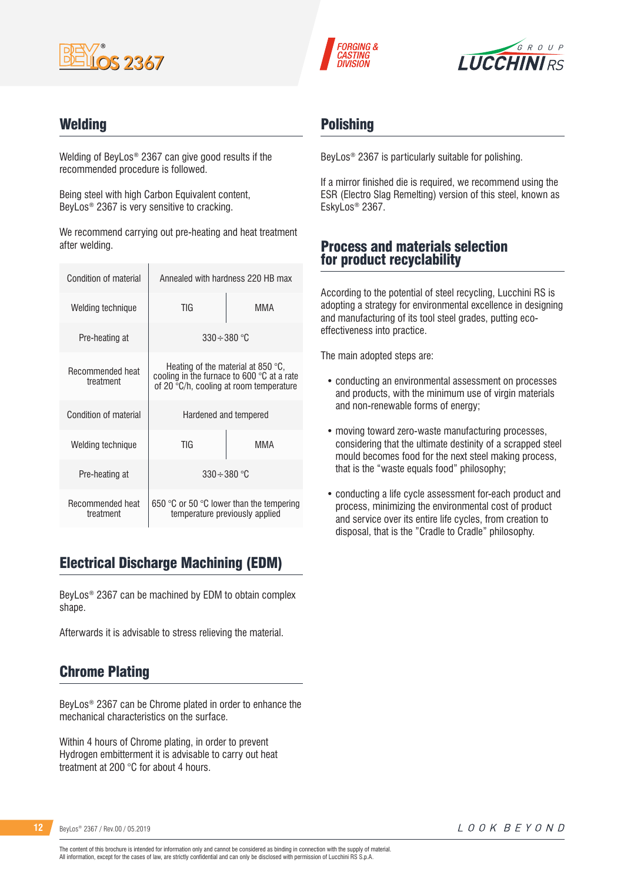## Welding

Welding of BeyLos® 2367 can give good results if the recommended procedure is followed.

Being steel with high Carbon Equivalent content, BeyLos® 2367 is very sensitive to cracking.

We recommend carrying out pre-heating and heat treatment after welding.

| | | |
|---|---|---|
| Condition of material | Annealed with hardness 220 HB max | |
| Welding technique | TIG | MMA |
| Pre-heating at | 330÷380 °C | |
| Recommended heat treatment | Heating of the material at 850 °C, cooling in the furnace to 600 °C at a rate of 20 °C/h, cooling at room temperature | |
| Condition of material | Hardened and tempered | |
| Welding technique | TIG | MMA |
| Pre-heating at | 330÷380 °C | |
| Recommended heat treatment | 650 °C or 50 °C lower than the tempering temperature previously applied | |

## Electrical Discharge Machining (EDM)

BeyLos® 2367 can be machined by EDM to obtain complex shape.

Afterwards it is advisable to stress relieving the material.

## Chrome Plating

BeyLos® 2367 can be Chrome plated in order to enhance the mechanical characteristics on the surface.

Within 4 hours of Chrome plating, in order to prevent Hydrogen embitterment it is advisable to carry out heat treatment at 200 °C for about 4 hours.

## Polishing

BeyLos® 2367 is particularly suitable for polishing.

If a mirror finished die is required, we recommend using the ESR (Electro Slag Remelting) version of this steel, known as EskyLos® 2367.

## Process and materials selection for product recyclability

According to the potential of steel recycling, Lucchini RS is adopting a strategy for environmental excellence in designing and manufacturing of its tool steel grades, putting eco-effectiveness into practice.

The main adopted steps are:

- conducting an environmental assessment on processes and products, with the minimum use of virgin materials and non-renewable forms of energy;
- moving toward zero-waste manufacturing processes, considering that the ultimate destinity of a scrapped steel mould becomes food for the next steel making process, that is the "waste equals food" philosophy;
- conducting a life cycle assessment for-each product and process, minimizing the environmental cost of product and service over its entire life cycles, from creation to disposal, that is the "Cradle to Cradle" philosophy.

The content of this brochure is intended for information only and cannot be considered as binding in connection with the supply of material.
All information, except for the cases of law, are strictly confidential and can only be disclosed with permission of Lucchini RS S.p.A.